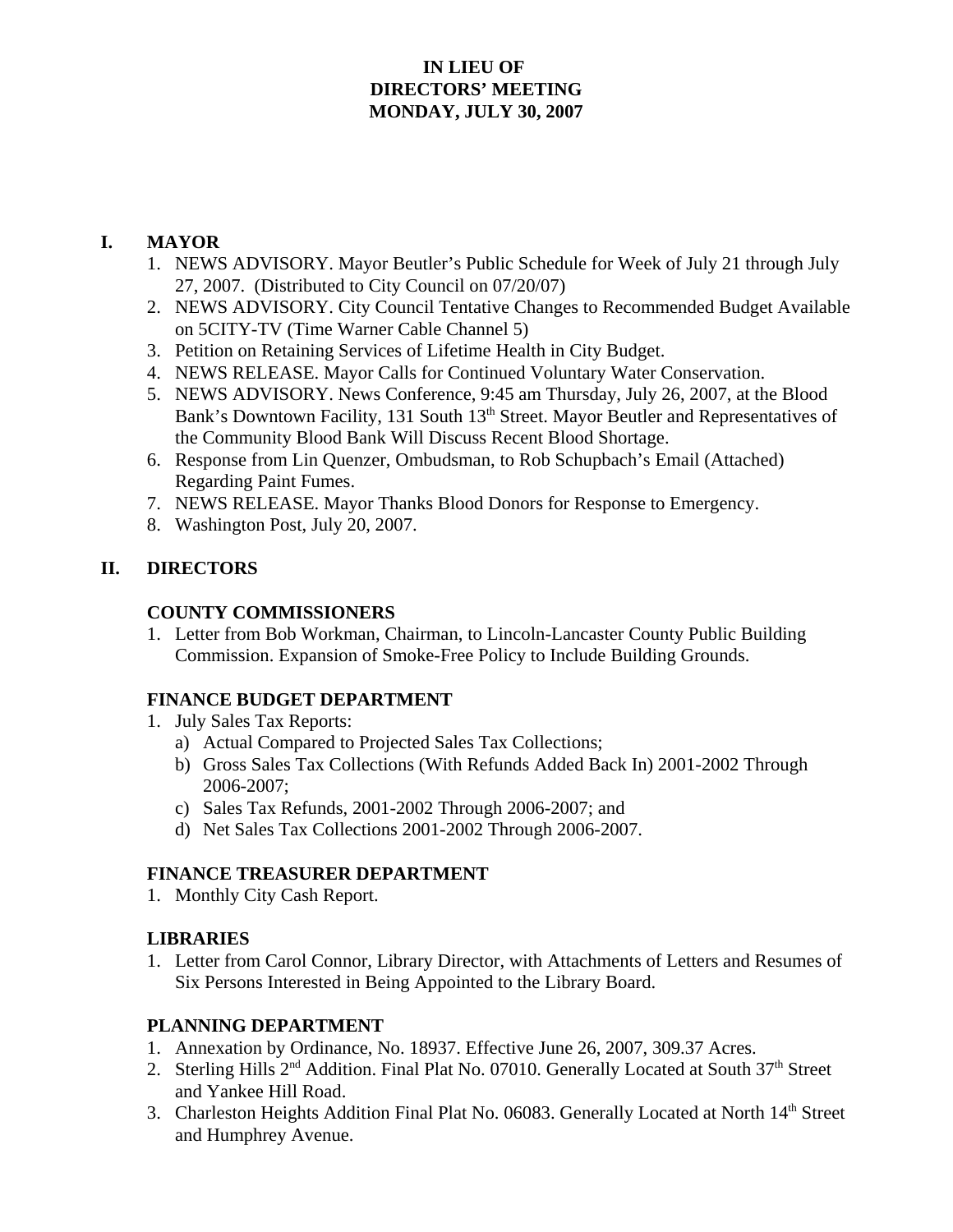# IN LIEU OF
# DIRECTORS' MEETING
# MONDAY, JULY 30, 2007

## I. MAYOR

1. NEWS ADVISORY. Mayor Beutler's Public Schedule for Week of July 21 through July 27, 2007. (Distributed to City Council on 07/20/07)
2. NEWS ADVISORY. City Council Tentative Changes to Recommended Budget Available on 5CITY-TV (Time Warner Cable Channel 5)
3. Petition on Retaining Services of Lifetime Health in City Budget.
4. NEWS RELEASE. Mayor Calls for Continued Voluntary Water Conservation.
5. NEWS ADVISORY. News Conference, 9:45 am Thursday, July 26, 2007, at the Blood Bank's Downtown Facility, 131 South 13th Street. Mayor Beutler and Representatives of the Community Blood Bank Will Discuss Recent Blood Shortage.
6. Response from Lin Quenzer, Ombudsman, to Rob Schupbach's Email (Attached) Regarding Paint Fumes.
7. NEWS RELEASE. Mayor Thanks Blood Donors for Response to Emergency.
8. Washington Post, July 20, 2007.

## II. DIRECTORS

### COUNTY COMMISSIONERS

1. Letter from Bob Workman, Chairman, to Lincoln-Lancaster County Public Building Commission. Expansion of Smoke-Free Policy to Include Building Grounds.

### FINANCE BUDGET DEPARTMENT

1. July Sales Tax Reports:
   a) Actual Compared to Projected Sales Tax Collections;
   b) Gross Sales Tax Collections (With Refunds Added Back In) 2001-2002 Through 2006-2007;
   c) Sales Tax Refunds, 2001-2002 Through 2006-2007; and
   d) Net Sales Tax Collections 2001-2002 Through 2006-2007.

### FINANCE TREASURER DEPARTMENT

1. Monthly City Cash Report.

### LIBRARIES

1. Letter from Carol Connor, Library Director, with Attachments of Letters and Resumes of Six Persons Interested in Being Appointed to the Library Board.

### PLANNING DEPARTMENT

1. Annexation by Ordinance, No. 18937. Effective June 26, 2007, 309.37 Acres.
2. Sterling Hills 2nd Addition. Final Plat No. 07010. Generally Located at South 37th Street and Yankee Hill Road.
3. Charleston Heights Addition Final Plat No. 06083. Generally Located at North 14th Street and Humphrey Avenue.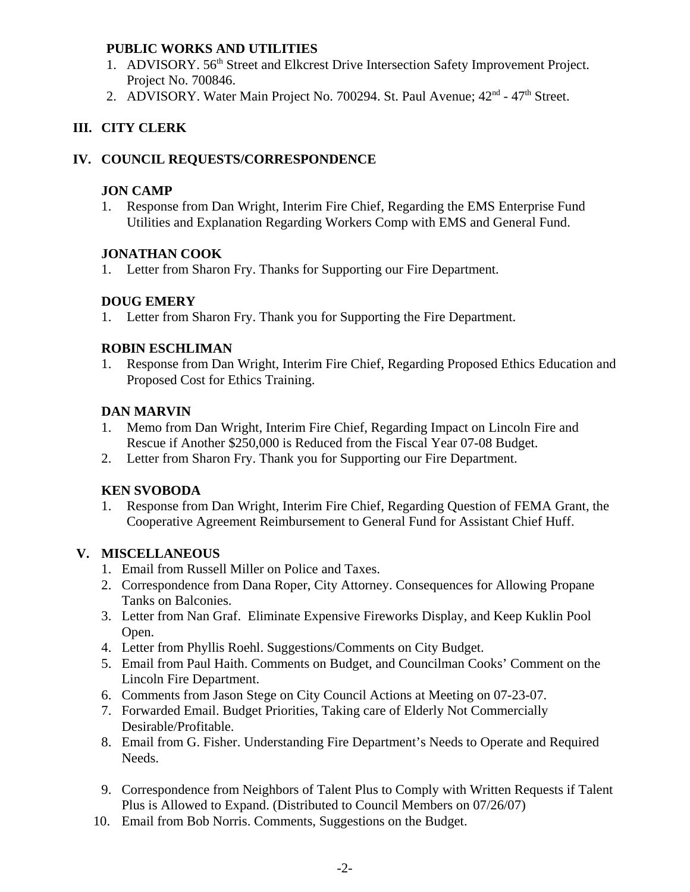**PUBLIC WORKS AND UTILITIES**

1. ADVISORY. 56th Street and Elkcrest Drive Intersection Safety Improvement Project. Project No. 700846.
2. ADVISORY. Water Main Project No. 700294. St. Paul Avenue; 42nd - 47th Street.

## III. CITY CLERK

## IV. COUNCIL REQUESTS/CORRESPONDENCE

**JON CAMP**

1. Response from Dan Wright, Interim Fire Chief, Regarding the EMS Enterprise Fund Utilities and Explanation Regarding Workers Comp with EMS and General Fund.

**JONATHAN COOK**

1. Letter from Sharon Fry. Thanks for Supporting our Fire Department.

**DOUG EMERY**

1. Letter from Sharon Fry. Thank you for Supporting the Fire Department.

**ROBIN ESCHLIMAN**

1. Response from Dan Wright, Interim Fire Chief, Regarding Proposed Ethics Education and Proposed Cost for Ethics Training.

**DAN MARVIN**

1. Memo from Dan Wright, Interim Fire Chief, Regarding Impact on Lincoln Fire and Rescue if Another $250,000 is Reduced from the Fiscal Year 07-08 Budget.
2. Letter from Sharon Fry. Thank you for Supporting our Fire Department.

**KEN SVOBODA**

1. Response from Dan Wright, Interim Fire Chief, Regarding Question of FEMA Grant, the Cooperative Agreement Reimbursement to General Fund for Assistant Chief Huff.

## V. MISCELLANEOUS

1. Email from Russell Miller on Police and Taxes.
2. Correspondence from Dana Roper, City Attorney. Consequences for Allowing Propane Tanks on Balconies.
3. Letter from Nan Graf. Eliminate Expensive Fireworks Display, and Keep Kuklin Pool Open.
4. Letter from Phyllis Roehl. Suggestions/Comments on City Budget.
5. Email from Paul Haith. Comments on Budget, and Councilman Cooks' Comment on the Lincoln Fire Department.
6. Comments from Jason Stege on City Council Actions at Meeting on 07-23-07.
7. Forwarded Email. Budget Priorities, Taking care of Elderly Not Commercially Desirable/Profitable.
8. Email from G. Fisher. Understanding Fire Department's Needs to Operate and Required Needs.
9. Correspondence from Neighbors of Talent Plus to Comply with Written Requests if Talent Plus is Allowed to Expand. (Distributed to Council Members on 07/26/07)
10. Email from Bob Norris. Comments, Suggestions on the Budget.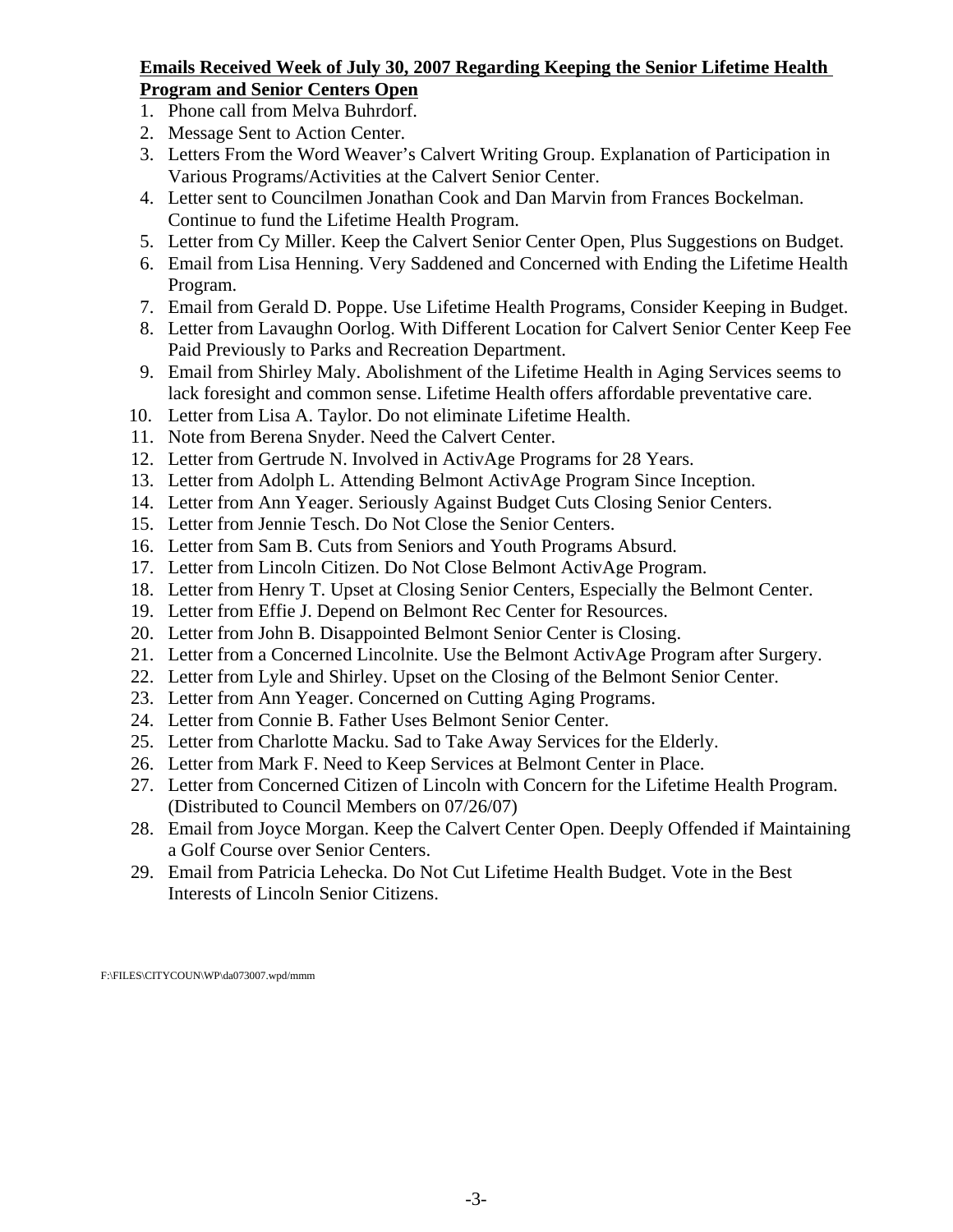**Emails Received Week of July 30, 2007 Regarding Keeping the Senior Lifetime Health Program and Senior Centers Open**

1. Phone call from Melva Buhrdorf.
2. Message Sent to Action Center.
3. Letters From the Word Weaver's Calvert Writing Group. Explanation of Participation in Various Programs/Activities at the Calvert Senior Center.
4. Letter sent to Councilmen Jonathan Cook and Dan Marvin from Frances Bockelman. Continue to fund the Lifetime Health Program.
5. Letter from Cy Miller. Keep the Calvert Senior Center Open, Plus Suggestions on Budget.
6. Email from Lisa Henning. Very Saddened and Concerned with Ending the Lifetime Health Program.
7. Email from Gerald D. Poppe. Use Lifetime Health Programs, Consider Keeping in Budget.
8. Letter from Lavaughn Oorlog. With Different Location for Calvert Senior Center Keep Fee Paid Previously to Parks and Recreation Department.
9. Email from Shirley Maly. Abolishment of the Lifetime Health in Aging Services seems to lack foresight and common sense. Lifetime Health offers affordable preventative care.
10. Letter from Lisa A. Taylor. Do not eliminate Lifetime Health.
11. Note from Berena Snyder. Need the Calvert Center.
12. Letter from Gertrude N. Involved in ActivAge Programs for 28 Years.
13. Letter from Adolph L. Attending Belmont ActivAge Program Since Inception.
14. Letter from Ann Yeager. Seriously Against Budget Cuts Closing Senior Centers.
15. Letter from Jennie Tesch. Do Not Close the Senior Centers.
16. Letter from Sam B. Cuts from Seniors and Youth Programs Absurd.
17. Letter from Lincoln Citizen. Do Not Close Belmont ActivAge Program.
18. Letter from Henry T. Upset at Closing Senior Centers, Especially the Belmont Center.
19. Letter from Effie J. Depend on Belmont Rec Center for Resources.
20. Letter from John B. Disappointed Belmont Senior Center is Closing.
21. Letter from a Concerned Lincolnite. Use the Belmont ActivAge Program after Surgery.
22. Letter from Lyle and Shirley. Upset on the Closing of the Belmont Senior Center.
23. Letter from Ann Yeager. Concerned on Cutting Aging Programs.
24. Letter from Connie B. Father Uses Belmont Senior Center.
25. Letter from Charlotte Macku. Sad to Take Away Services for the Elderly.
26. Letter from Mark F. Need to Keep Services at Belmont Center in Place.
27. Letter from Concerned Citizen of Lincoln with Concern for the Lifetime Health Program. (Distributed to Council Members on 07/26/07)
28. Email from Joyce Morgan. Keep the Calvert Center Open. Deeply Offended if Maintaining a Golf Course over Senior Centers.
29. Email from Patricia Lehecka. Do Not Cut Lifetime Health Budget. Vote in the Best Interests of Lincoln Senior Citizens.

F:\FILES\CITYCOUN\WP\da073007.wpd/mmm